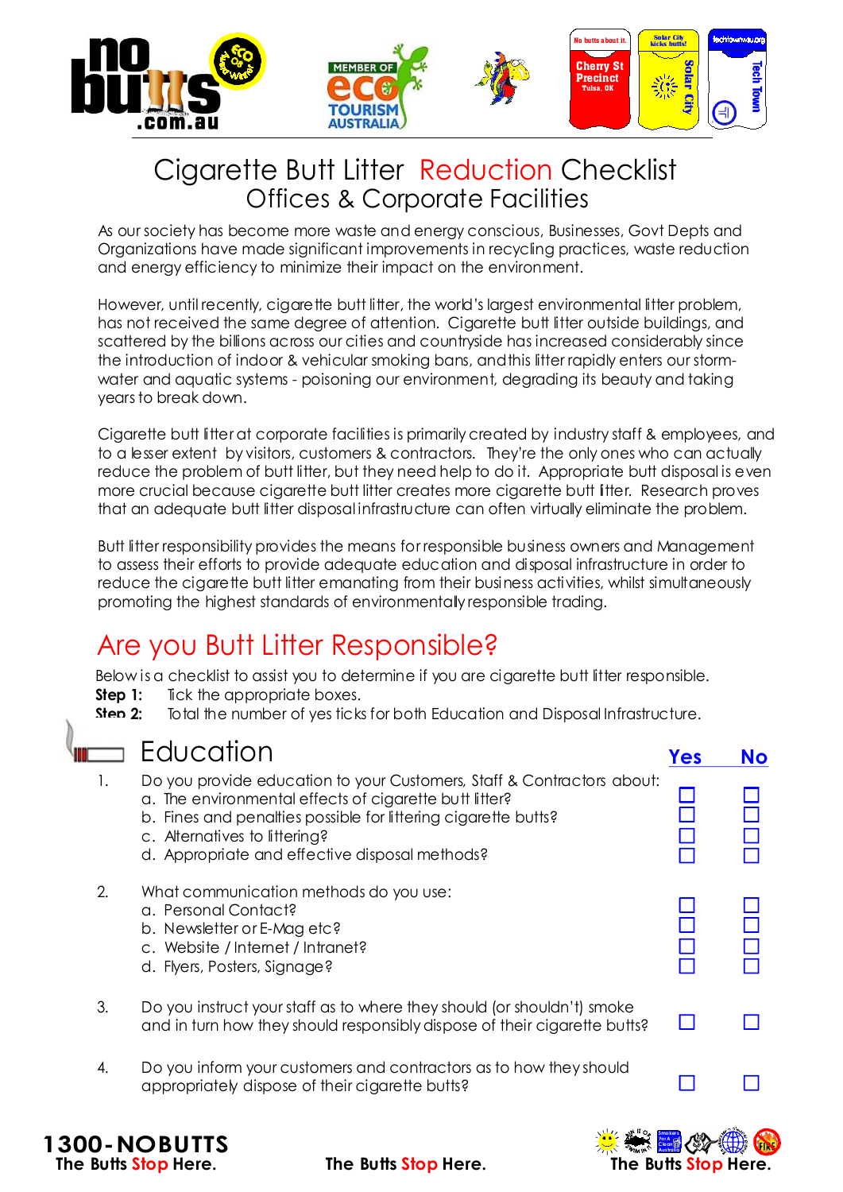# Cigarette Butt Litter Reduction Checklist
## Offices & Corporate Facilities

As our society has become more waste and energy conscious, Businesses, Govt Depts and Organizations have made significant improvements in recycling practices, waste reduction and energy efficiency to minimize their impact on the environment.

However, until recently, cigarette butt litter, the world's largest environmental litter problem, has not received the same degree of attention. Cigarette butt litter outside buildings, and scattered by the billions across our cities and countryside has increased considerably since the introduction of indoor & vehicular smoking bans, and this litter rapidly enters our storm-water and aquatic systems - poisoning our environment, degrading its beauty and taking years to break down.

Cigarette butt litter at corporate facilities is primarily created by industry staff & employees, and to a lesser extent by visitors, customers & contractors. They're the only ones who can actually reduce the problem of butt litter, but they need help to do it. Appropriate butt disposal is even more crucial because cigarette butt litter creates more cigarette butt litter. Research proves that an adequate butt litter disposal infrastructure can often virtually eliminate the problem.

Butt litter responsibility provides the means for responsible business owners and Management to assess their efforts to provide adequate education and disposal infrastructure in order to reduce the cigarette butt litter emanating from their business activities, whilst simultaneously promoting the highest standards of environmentally responsible trading.

## Are you Butt Litter Responsible?

Below is a checklist to assist you to determine if you are cigarette butt litter responsible.

**Step 1:** Tick the appropriate boxes.
**Step 2:** Total the number of yes ticks for both Education and Disposal Infrastructure.

### Education

| | | Yes | No |
|---|---|---|---|
| 1. | Do you provide education to your Customers, Staff & Contractors about: | | |
| | a. The environmental effects of cigarette butt litter? | ☐ | ☐ |
| | b. Fines and penalties possible for littering cigarette butts? | ☐ | ☐ |
| | c. Alternatives to littering? | ☐ | ☐ |
| | d. Appropriate and effective disposal methods? | ☐ | ☐ |
| 2. | What communication methods do you use: | | |
| | a. Personal Contact? | ☐ | ☐ |
| | b. Newsletter or E-Mag etc? | ☐ | ☐ |
| | c. Website / Internet / Intranet? | ☐ | ☐ |
| | d. Flyers, Posters, Signage? | ☐ | ☐ |
| 3. | Do you instruct your staff as to where they should (or shouldn't) smoke and in turn how they should responsibly dispose of their cigarette butts? | ☐ | ☐ |
| 4. | Do you inform your customers and contractors as to how they should appropriately dispose of their cigarette butts? | ☐ | ☐ |

**1300-NOBUTTS**

**The Butts Stop Here.**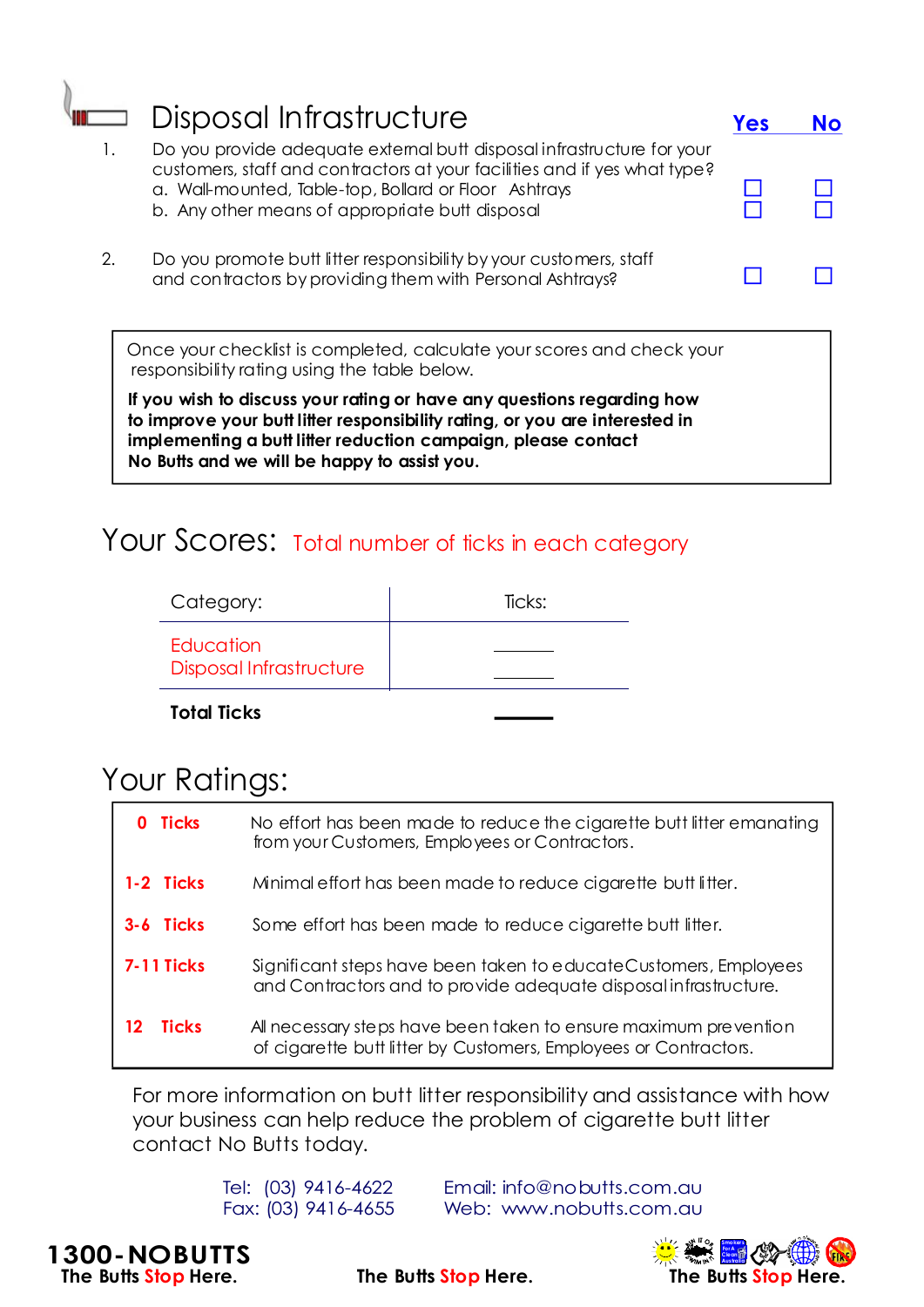## Disposal Infrastructure

| | Yes | No |
|---|---|---|
| 1. Do you provide adequate external butt disposal infrastructure for your customers, staff and contractors at your facilities and if yes what type? | | |
| a. Wall-mounted, Table-top, Bollard or Floor Ashtrays | ☐ | ☐ |
| b. Any other means of appropriate butt disposal | ☐ | ☐ |
| 2. Do you promote butt litter responsibility by your customers, staff and contractors by providing them with Personal Ashtrays? | ☐ | ☐ |

Once your checklist is completed, calculate your scores and check your responsibility rating using the table below.

**If you wish to discuss your rating or have any questions regarding how to improve your butt litter responsibility rating, or you are interested in implementing a butt litter reduction campaign, please contact No Butts and we will be happy to assist you.**

## Your Scores: Total number of ticks in each category

| Category: | Ticks: |
|---|---|
| Education | ______ |
| Disposal Infrastructure | ______ |
| **Total Ticks** | ______ |

## Your Ratings:

| | |
|---|---|
| **0 Ticks** | No effort has been made to reduce the cigarette butt litter emanating from your Customers, Employees or Contractors. |
| **1-2 Ticks** | Minimal effort has been made to reduce cigarette butt litter. |
| **3-6 Ticks** | Some effort has been made to reduce cigarette butt litter. |
| **7-11 Ticks** | Significant steps have been taken to educate Customers, Employees and Contractors and to provide adequate disposal infrastructure. |
| **12 Ticks** | All necessary steps have been taken to ensure maximum prevention of cigarette butt litter by Customers, Employees or Contractors. |

For more information on butt litter responsibility and assistance with how your business can help reduce the problem of cigarette butt litter contact No Butts today.

Tel: (03) 9416-4622
Fax: (03) 9416-4655

Email: info@nobutts.com.au
Web: www.nobutts.com.au

**1300-NOBUTTS**

**The Butts Stop Here.**